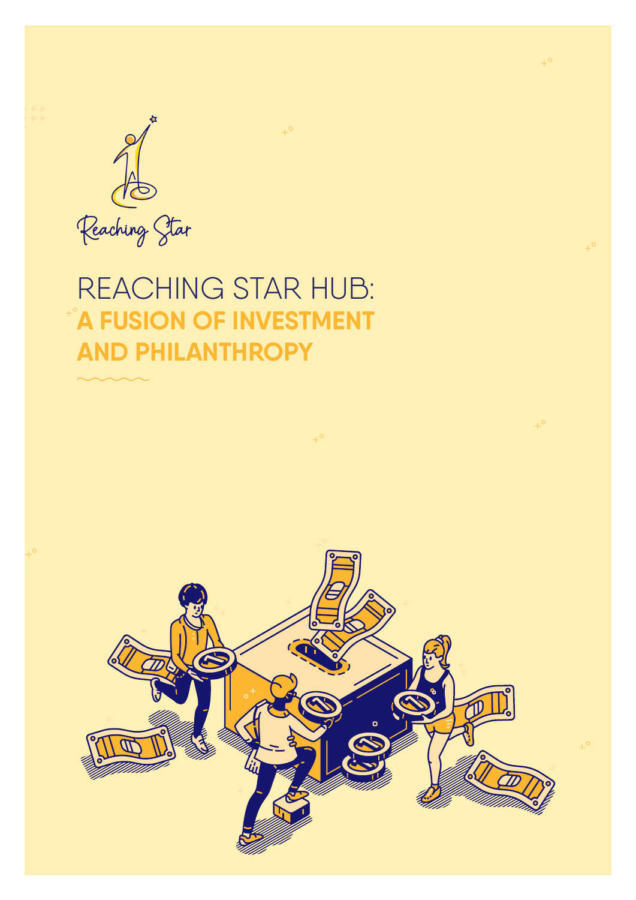Reaching Star

# REACHING STAR HUB: A FUSION OF INVESTMENT AND PHILANTHROPY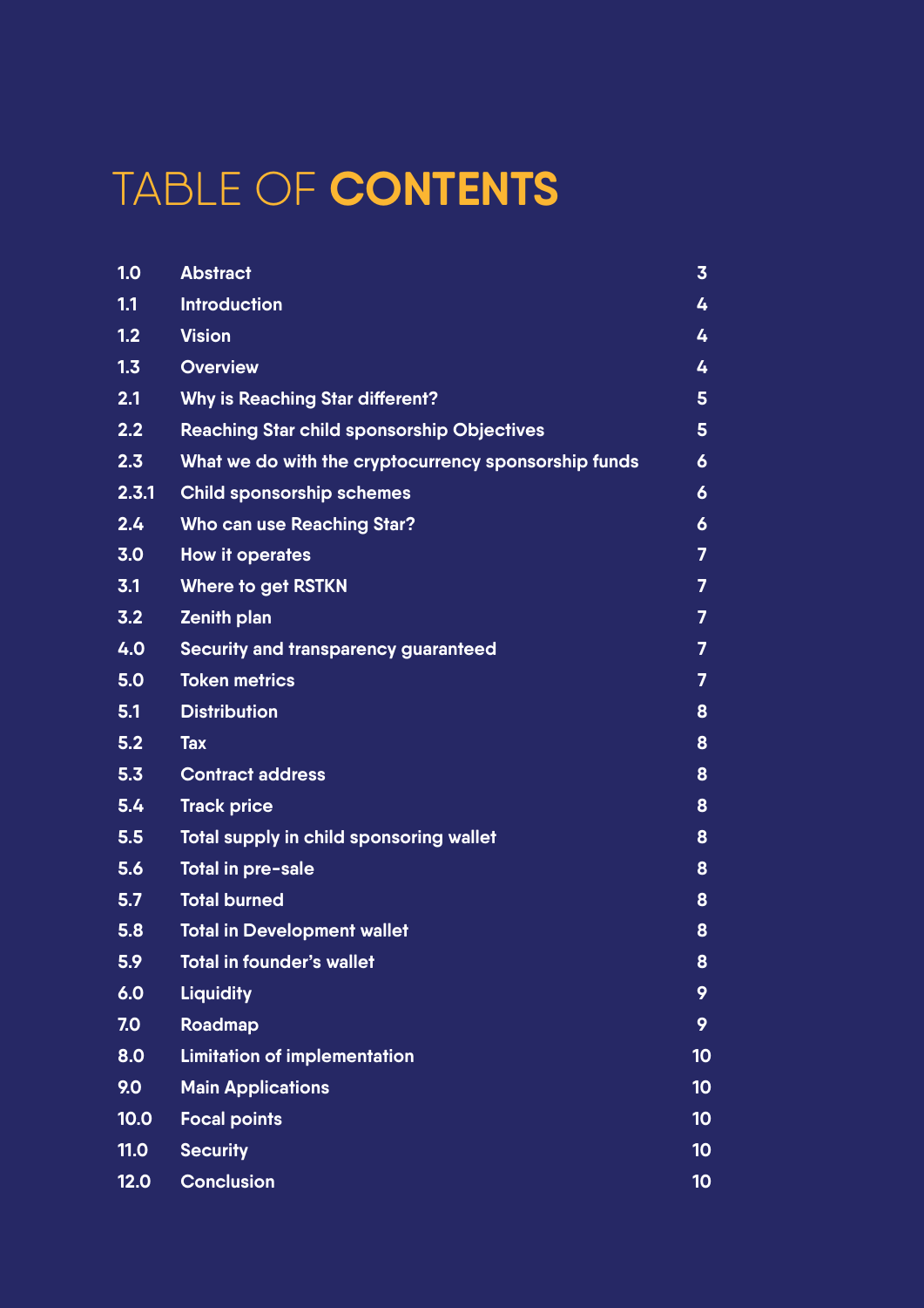# TABLE OF **CONTENTS**

| | | |
|---|---|---|
| **1.0** | **Abstract** | **3** |
| **1.1** | **Introduction** | **4** |
| **1.2** | **Vision** | **4** |
| **1.3** | **Overview** | **4** |
| **2.1** | **Why is Reaching Star different?** | **5** |
| **2.2** | **Reaching Star child sponsorship Objectives** | **5** |
| **2.3** | **What we do with the cryptocurrency sponsorship funds** | **6** |
| **2.3.1** | **Child sponsorship schemes** | **6** |
| **2.4** | **Who can use Reaching Star?** | **6** |
| **3.0** | **How it operates** | **7** |
| **3.1** | **Where to get RSTKN** | **7** |
| **3.2** | **Zenith plan** | **7** |
| **4.0** | **Security and transparency guaranteed** | **7** |
| **5.0** | **Token metrics** | **7** |
| **5.1** | **Distribution** | **8** |
| **5.2** | **Tax** | **8** |
| **5.3** | **Contract address** | **8** |
| **5.4** | **Track price** | **8** |
| **5.5** | **Total supply in child sponsoring wallet** | **8** |
| **5.6** | **Total in pre-sale** | **8** |
| **5.7** | **Total burned** | **8** |
| **5.8** | **Total in Development wallet** | **8** |
| **5.9** | **Total in founder's wallet** | **8** |
| **6.0** | **Liquidity** | **9** |
| **7.0** | **Roadmap** | **9** |
| **8.0** | **Limitation of implementation** | **10** |
| **9.0** | **Main Applications** | **10** |
| **10.0** | **Focal points** | **10** |
| **11.0** | **Security** | **10** |
| **12.0** | **Conclusion** | **10** |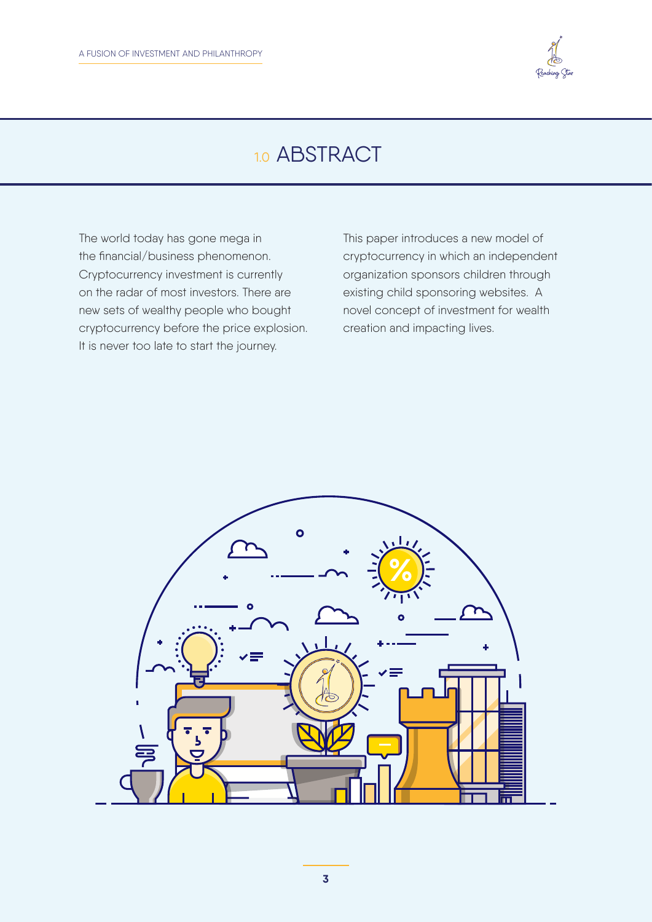# 1.0 ABSTRACT

The world today has gone mega in the financial/business phenomenon. Cryptocurrency investment is currently on the radar of most investors. There are new sets of wealthy people who bought cryptocurrency before the price explosion. It is never too late to start the journey.

This paper introduces a new model of cryptocurrency in which an independent organization sponsors children through existing child sponsoring websites. A novel concept of investment for wealth creation and impacting lives.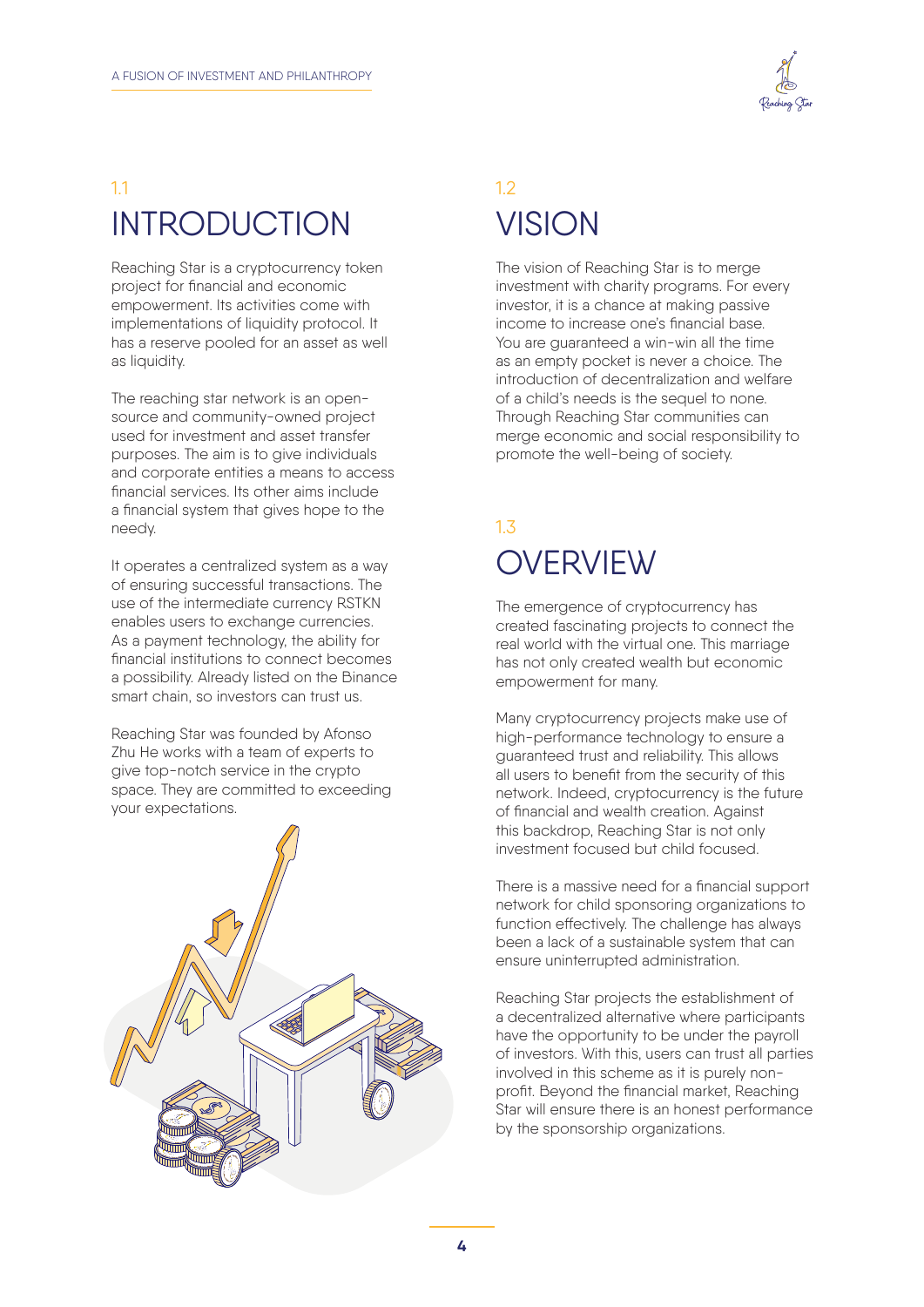## 1.1 INTRODUCTION

Reaching Star is a cryptocurrency token project for financial and economic empowerment. Its activities come with implementations of liquidity protocol. It has a reserve pooled for an asset as well as liquidity.

The reaching star network is an open-source and community-owned project used for investment and asset transfer purposes. The aim is to give individuals and corporate entities a means to access financial services. Its other aims include a financial system that gives hope to the needy.

It operates a centralized system as a way of ensuring successful transactions. The use of the intermediate currency RSTKN enables users to exchange currencies. As a payment technology, the ability for financial institutions to connect becomes a possibility. Already listed on the Binance smart chain, so investors can trust us.

Reaching Star was founded by Afonso Zhu He works with a team of experts to give top-notch service in the crypto space. They are committed to exceeding your expectations.

## 1.2 VISION

The vision of Reaching Star is to merge investment with charity programs. For every investor, it is a chance at making passive income to increase one's financial base. You are guaranteed a win-win all the time as an empty pocket is never a choice. The introduction of decentralization and welfare of a child's needs is the sequel to none. Through Reaching Star communities can merge economic and social responsibility to promote the well-being of society.

## 1.3 OVERVIEW

The emergence of cryptocurrency has created fascinating projects to connect the real world with the virtual one. This marriage has not only created wealth but economic empowerment for many.

Many cryptocurrency projects make use of high-performance technology to ensure a guaranteed trust and reliability. This allows all users to benefit from the security of this network. Indeed, cryptocurrency is the future of financial and wealth creation. Against this backdrop, Reaching Star is not only investment focused but child focused.

There is a massive need for a financial support network for child sponsoring organizations to function effectively. The challenge has always been a lack of a sustainable system that can ensure uninterrupted administration.

Reaching Star projects the establishment of a decentralized alternative where participants have the opportunity to be under the payroll of investors. With this, users can trust all parties involved in this scheme as it is purely non-profit. Beyond the financial market, Reaching Star will ensure there is an honest performance by the sponsorship organizations.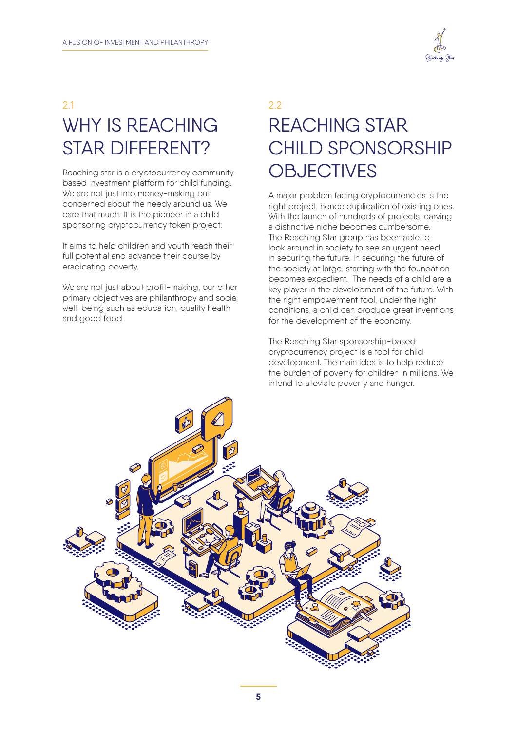## 2.1

# WHY IS REACHING STAR DIFFERENT?

Reaching star is a cryptocurrency community-based investment platform for child funding. We are not just into money-making but concerned about the needy around us. We care that much. It is the pioneer in a child sponsoring cryptocurrency token project.

It aims to help children and youth reach their full potential and advance their course by eradicating poverty.

We are not just about profit-making, our other primary objectives are philanthropy and social well-being such as education, quality health and good food.

## 2.2

# REACHING STAR CHILD SPONSORSHIP OBJECTIVES

A major problem facing cryptocurrencies is the right project, hence duplication of existing ones. With the launch of hundreds of projects, carving a distinctive niche becomes cumbersome. The Reaching Star group has been able to look around in society to see an urgent need in securing the future. In securing the future of the society at large, starting with the foundation becomes expedient. The needs of a child are a key player in the development of the future. With the right empowerment tool, under the right conditions, a child can produce great inventions for the development of the economy.

The Reaching Star sponsorship-based cryptocurrency project is a tool for child development. The main idea is to help reduce the burden of poverty for children in millions. We intend to alleviate poverty and hunger.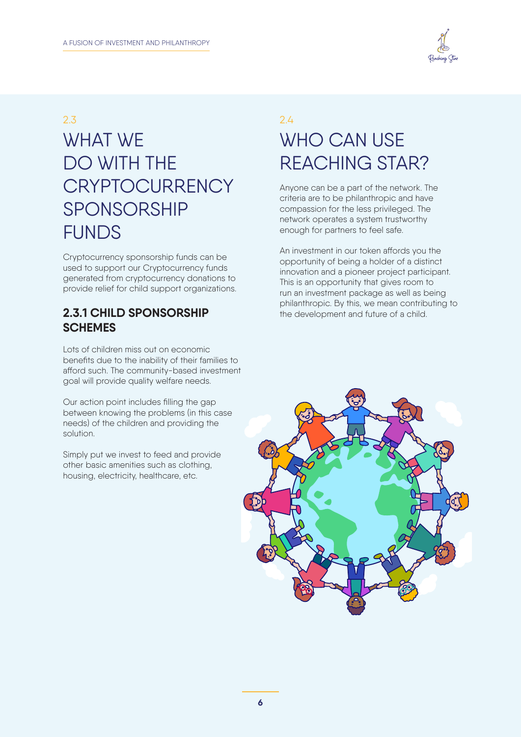## 2.3 WHAT WE DO WITH THE CRYPTOCURRENCY SPONSORSHIP FUNDS

Cryptocurrency sponsorship funds can be used to support our Cryptocurrency funds generated from cryptocurrency donations to provide relief for child support organizations.

### 2.3.1 CHILD SPONSORSHIP SCHEMES

Lots of children miss out on economic benefits due to the inability of their families to afford such. The community-based investment goal will provide quality welfare needs.

Our action point includes filling the gap between knowing the problems (in this case needs) of the children and providing the solution.

Simply put we invest to feed and provide other basic amenities such as clothing, housing, electricity, healthcare, etc.

## 2.4 WHO CAN USE REACHING STAR?

Anyone can be a part of the network. The criteria are to be philanthropic and have compassion for the less privileged. The network operates a system trustworthy enough for partners to feel safe.

An investment in our token affords you the opportunity of being a holder of a distinct innovation and a pioneer project participant. This is an opportunity that gives room to run an investment package as well as being philanthropic. By this, we mean contributing to the development and future of a child.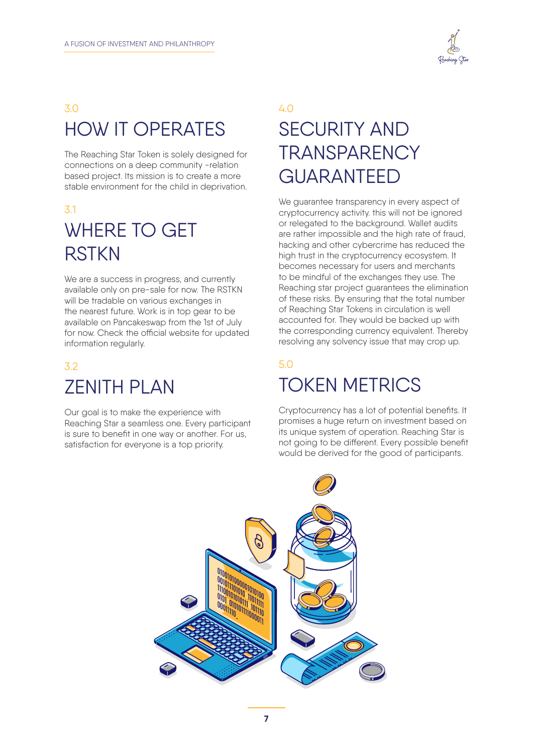## 3.0 HOW IT OPERATES

The Reaching Star Token is solely designed for connections on a deep community -relation based project. Its mission is to create a more stable environment for the child in deprivation.

## 3.1 WHERE TO GET RSTKN

We are a success in progress, and currently available only on pre-sale for now. The RSTKN will be tradable on various exchanges in the nearest future. Work is in top gear to be available on Pancakeswap from the 1st of July for now. Check the official website for updated information regularly.

## 3.2 ZENITH PLAN

Our goal is to make the experience with Reaching Star a seamless one. Every participant is sure to benefit in one way or another. For us, satisfaction for everyone is a top priority.

## 4.0 SECURITY AND TRANSPARENCY GUARANTEED

We guarantee transparency in every aspect of cryptocurrency activity. this will not be ignored or relegated to the background. Wallet audits are rather impossible and the high rate of fraud, hacking and other cybercrime has reduced the high trust in the cryptocurrency ecosystem. It becomes necessary for users and merchants to be mindful of the exchanges they use. The Reaching star project guarantees the elimination of these risks. By ensuring that the total number of Reaching Star Tokens in circulation is well accounted for. They would be backed up with the corresponding currency equivalent. Thereby resolving any solvency issue that may crop up.

## 5.0 TOKEN METRICS

Cryptocurrency has a lot of potential benefits. It promises a huge return on investment based on its unique system of operation. Reaching Star is not going to be different. Every possible benefit would be derived for the good of participants.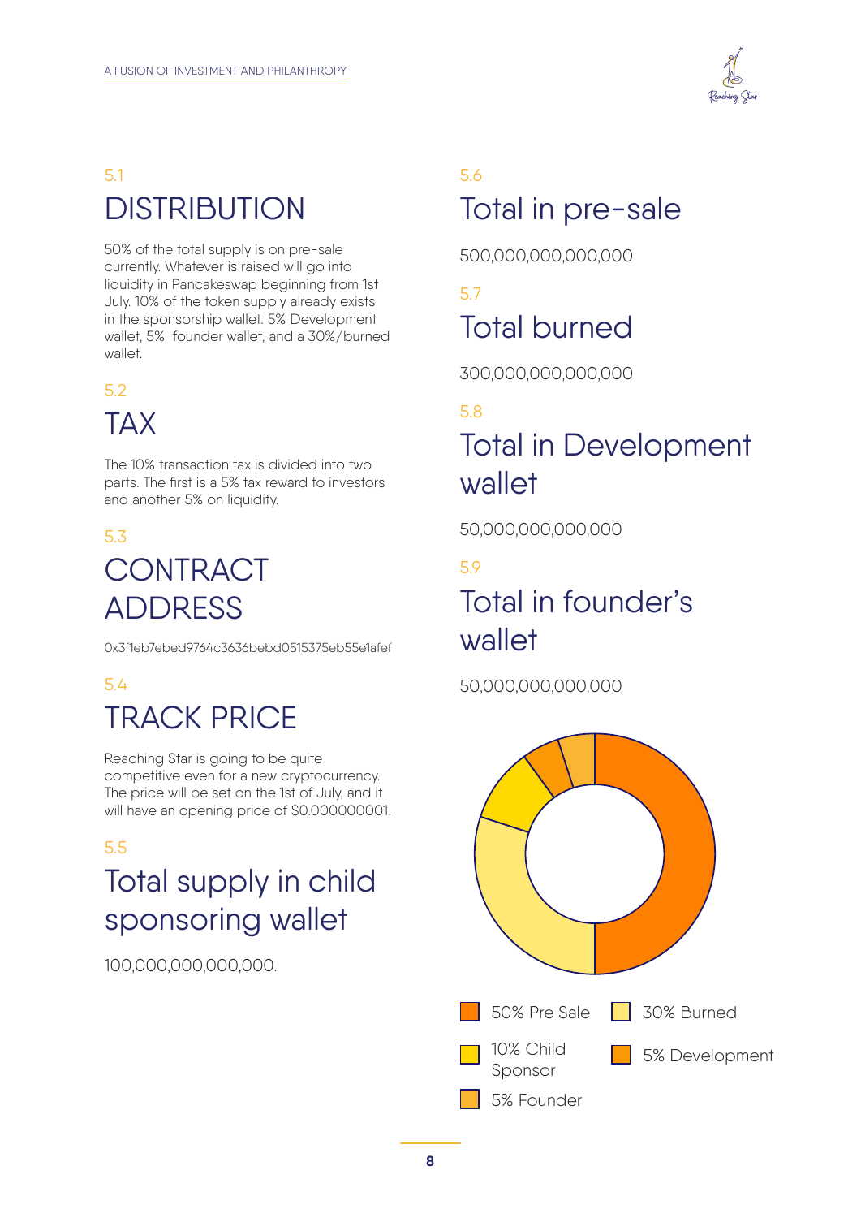5.1

## DISTRIBUTION

50% of the total supply is on pre-sale currently. Whatever is raised will go into liquidity in Pancakeswap beginning from 1st July. 10% of the token supply already exists in the sponsorship wallet. 5% Development wallet, 5% founder wallet, and a 30%/burned wallet.

5.2

## TAX

The 10% transaction tax is divided into two parts. The first is a 5% tax reward to investors and another 5% on liquidity.

5.3

## CONTRACT ADDRESS

0x3f1eb7ebed9764c3636bebd0515375eb55e1afef

5.4

## TRACK PRICE

Reaching Star is going to be quite competitive even for a new cryptocurrency. The price will be set on the 1st of July, and it will have an opening price of $0.000000001.

5.5

## Total supply in child sponsoring wallet

100,000,000,000,000.

5.6

## Total in pre-sale

500,000,000,000,000

5.7

## Total burned

300,000,000,000,000

5.8

## Total in Development wallet

50,000,000,000,000

5.9

## Total in founder's wallet

50,000,000,000,000

- 50% Pre Sale
- 30% Burned
- 10% Child Sponsor
- 5% Development
- 5% Founder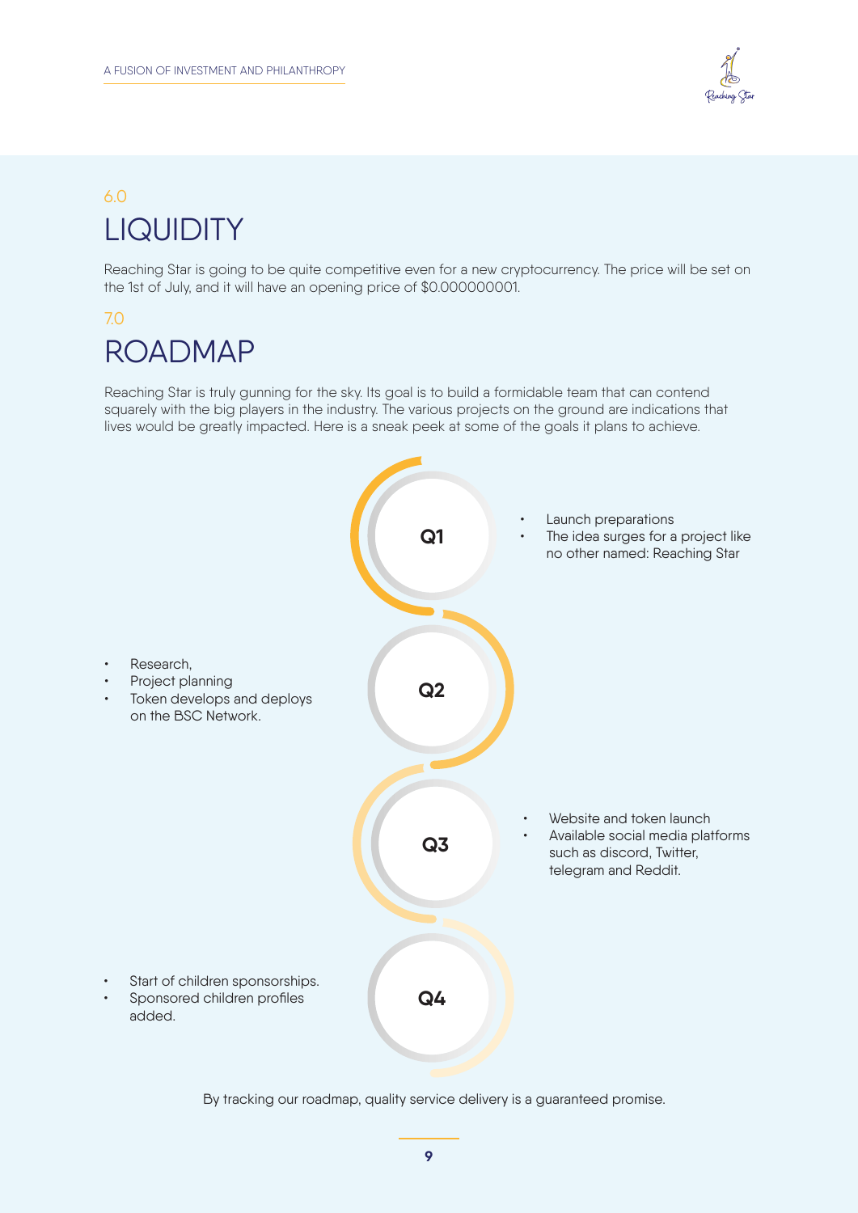## 6.0 LIQUIDITY

Reaching Star is going to be quite competitive even for a new cryptocurrency. The price will be set on the 1st of July, and it will have an opening price of $0.000000001.

## 7.0 ROADMAP

Reaching Star is truly gunning for the sky. Its goal is to build a formidable team that can contend squarely with the big players in the industry. The various projects on the ground are indications that lives would be greatly impacted. Here is a sneak peek at some of the goals it plans to achieve.

**Q1**

- Launch preparations
- The idea surges for a project like no other named: Reaching Star

**Q2**

- Research,
- Project planning
- Token develops and deploys on the BSC Network.

**Q3**

- Website and token launch
- Available social media platforms such as discord, Twitter, telegram and Reddit.

**Q4**

- Start of children sponsorships.
- Sponsored children profiles added.

By tracking our roadmap, quality service delivery is a guaranteed promise.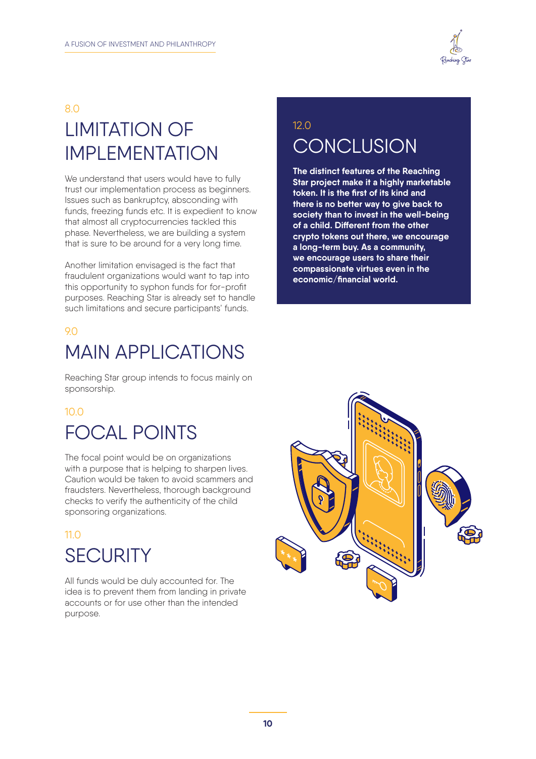## 8.0

## LIMITATION OF IMPLEMENTATION

We understand that users would have to fully trust our implementation process as beginners. Issues such as bankruptcy, absconding with funds, freezing funds etc. It is expedient to know that almost all cryptocurrencies tackled this phase. Nevertheless, we are building a system that is sure to be around for a very long time.

Another limitation envisaged is the fact that fraudulent organizations would want to tap into this opportunity to syphon funds for for-profit purposes. Reaching Star is already set to handle such limitations and secure participants' funds.

## 9.0

## MAIN APPLICATIONS

Reaching Star group intends to focus mainly on sponsorship.

## 10.0

## FOCAL POINTS

The focal point would be on organizations with a purpose that is helping to sharpen lives. Caution would be taken to avoid scammers and fraudsters. Nevertheless, thorough background checks to verify the authenticity of the child sponsoring organizations.

## 11.0

## SECURITY

All funds would be duly accounted for. The idea is to prevent them from landing in private accounts or for use other than the intended purpose.

## 12.0

## CONCLUSION

**The distinct features of the Reaching Star project make it a highly marketable token. It is the first of its kind and there is no better way to give back to society than to invest in the well-being of a child. Different from the other crypto tokens out there, we encourage a long-term buy. As a community, we encourage users to share their compassionate virtues even in the economic/financial world.**